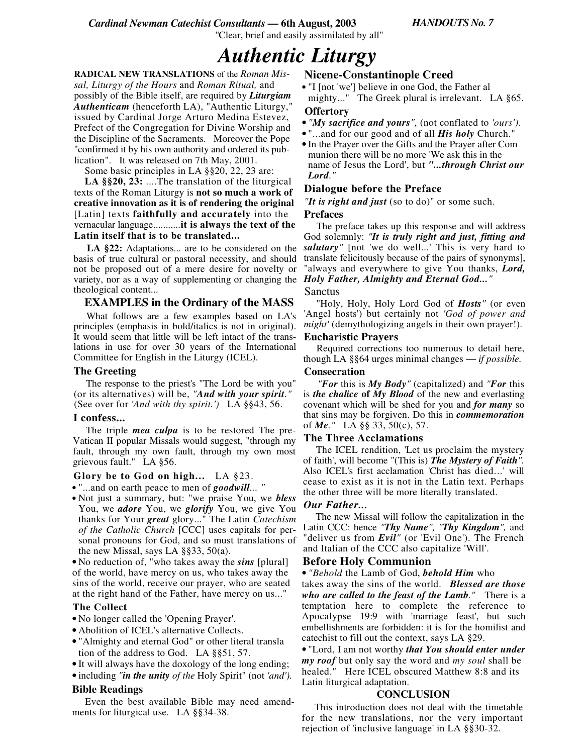*Cardinal Newman Catechist Consultants* **— 6th August, 2003** *HANDOUTS No. 7*

"Clear, brief and easily assimilated by all"

# *Authentic Liturgy*

**RADICAL NEW TRANSLATIONS** of the *Roman Missal, Liturgy of the Hours* and *Roman Ritual,* and possibly of the Bible itself, are required by ***Liturgiam Authenticam*** (henceforth LA), "Authentic Liturgy," issued by Cardinal Jorge Arturo Medina Estevez, Prefect of the Congregation for Divine Worship and the Discipline of the Sacraments. Moreover the Pope "confirmed it by his own authority and ordered its publication". It was released on 7th May, 2001.

Some basic principles in LA §§20, 22, 23 are:

**LA §§20, 23:** ....The translation of the liturgical texts of the Roman Liturgy is **not so much a work of creative innovation as it is of rendering the original** [Latin] texts **faithfully and accurately** into the vernacular language...........**it is always the text of the Latin itself that is to be translated...**

**LA §22:** Adaptations... are to be considered on the basis of true cultural or pastoral necessity, and should not be proposed out of a mere desire for novelty or variety, nor as a way of supplementing or changing the theological content...

## EXAMPLES in the Ordinary of the MASS

What follows are a few examples based on LA's principles (emphasis in bold/italics is not in original). It would seem that little will be left intact of the translations in use for over 30 years of the International Committee for English in the Liturgy (ICEL).

### The Greeting

The response to the priest's "The Lord be with you" (or its alternatives) will be, *"**And with your spirit**."* (See over for *'And with thy spirit.')* LA §§43, 56.

### I confess...

The triple ***mea culpa*** is to be restored The pre-Vatican II popular Missals would suggest, "through my fault, through my own fault, through my most grievous fault." LA §56.

### Glory be to God on high... LA §23.

- "...and on earth peace to men of ***goodwill***... "
- Not just a summary, but: "we praise You, we ***bless*** You, we ***adore*** You, we ***glorify*** You, we give You thanks for Your ***great*** glory..." The Latin *Catechism of the Catholic Church* [CCC] uses capitals for personal pronouns for God, and so must translations of the new Missal, says LA §§33, 50(a).
- No reduction of, "who takes away the ***sins*** [plural] of the world, have mercy on us, who takes away the sins of the world, receive our prayer, who are seated at the right hand of the Father, have mercy on us..."

### The Collect

- No longer called the 'Opening Prayer'.
- Abolition of ICEL's alternative Collects.
- "Almighty and eternal God" or other literal translation of the address to God. LA §§51, 57.
- It will always have the doxology of the long ending;
- including *"**in the unity** of the* Holy Spirit" (not *'and').*

### Bible Readings

Even the best available Bible may need amendments for liturgical use. LA §§34-38.

### Nicene-Constantinople Creed

- "I [not 'we'] believe in one God, the Father al mighty..." The Greek plural is irrelevant. LA §65.

### Offertory

- *"**My sacrifice and yours**",* (not conflated to *'ours').*
- "...and for our good and of all ***His holy*** Church."
- In the Prayer over the Gifts and the Prayer after Com munion there will be no more 'We ask this in the name of Jesus the Lord', but ***"...through Christ our Lord."***

### Dialogue before the Preface

*"**It is right and just** (so to do)"* or some such.

### Prefaces

The preface takes up this response and will address God solemnly: ***"It is truly right and just, fitting and salutary"*** [not 'we do well...' This is very hard to translate felicitously because of the pairs of synonyms], "always and everywhere to give You thanks, ***Lord, Holy Father, Almighty and Eternal God..."***

### Sanctus

"Holy, Holy, Holy Lord God of ***Hosts"*** (or even 'Angel hosts') but certainly not *'God of power and might'* (demythologizing angels in their own prayer!).

### Eucharistic Prayers

Required corrections too numerous to detail here, though LA §§64 urges minimal changes — *if possible.*

### Consecration

*"**For** this is **My Body**"* (capitalized) and *"**For** this* is ***the chalice* of *My Blood*** of the new and everlasting covenant which will be shed for you and ***for many*** so that sins may be forgiven. Do this in ***commemoration*** of ***Me***." LA §§ 33, 50(c), 57.

### The Three Acclamations

The ICEL rendition, 'Let us proclaim the mystery of faith', will become "(This is) ***The Mystery of Faith"***. Also ICEL's first acclamation 'Christ has died…' will cease to exist as it is not in the Latin text. Perhaps the other three will be more literally translated.

### *Our Father...*

The new Missal will follow the capitalization in the Latin CCC: hence *"**Thy Name**", "**Thy Kingdom**",* and "deliver us from ***Evil"*** (or 'Evil One'). The French and Italian of the CCC also capitalize 'Will'.

### Before Holy Communion

- *"Behold* the Lamb of God, ***behold Him*** who takes away the sins of the world. ***Blessed are those who are called to the feast of the Lamb***." There is a temptation here to complete the reference to Apocalypse 19:9 with 'marriage feast', but such embellishments are forbidden: it is for the homilist and catechist to fill out the context, says LA §29.
- "Lord, I am not worthy ***that You should enter under my roof*** but only say the word and *my soul* shall be healed." Here ICEL obscured Matthew 8:8 and its Latin liturgical adaptation.

### CONCLUSION

This introduction does not deal with the timetable for the new translations, nor the very important rejection of 'inclusive language' in LA §§30-32.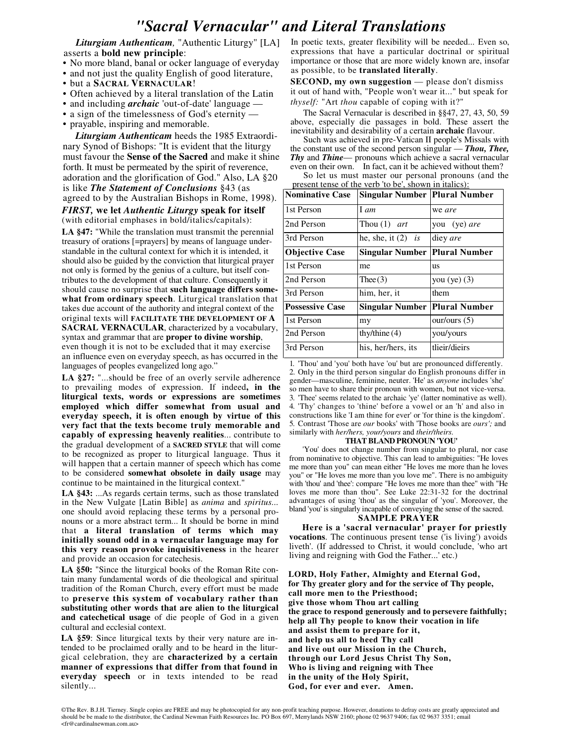# *"Sacral Vernacular" and Literal Translations*

***Liturgiam Authenticam,*** "Authentic Liturgy" [LA] asserts a **bold new principle**:

- No more bland, banal or ocker language of everyday
- and not just the quality English of good literature,
- but a **SACRAL VERNACULAR**!
- Often achieved by a literal translation of the Latin
- and including ***archaic*** 'out-of-date' language —
- a sign of the timelessness of God's eternity —
- prayable, inspiring and memorable.

***Liturgiam Authenticam*** heeds the 1985 Extraordinary Synod of Bishops: "It is evident that the liturgy must favour the **Sense of the Sacred** and make it shine forth. It must be permeated by the spirit of reverence, adoration and the glorification of God." Also, LA §20 is like ***The Statement of Conclusions*** §43 (as agreed to by the Australian Bishops in Rome, 1998).

***FIRST,* we let *Authentic Liturgy* speak for itself** (with editorial emphases in bold/italics/capitals):

**LA §47:** "While the translation must transmit the perennial treasury of orations [=prayers] by means of language understandable in the cultural context for which it is intended, it should also be guided by the conviction that liturgical prayer not only is formed by the genius of a culture, but itself contributes to the development of that culture. Consequently it should cause no surprise that **such language differs somewhat from ordinary speech**. Liturgical translation that takes due account of the authority and integral content of the original texts will **FACILITATE THE DEVELOPMENT OF A SACRAL VERNACULAR**, characterized by a vocabulary, syntax and grammar that are **proper to divine worship**, even though it is not to be excluded that it may exercise an influence even on everyday speech, as has occurred in the languages of peoples evangelized long ago."

**LA §27:** "...should be free of an overly servile adherence to prevailing modes of expression. If indeed**, in the liturgical texts, words or expressions are sometimes employed which differ somewhat from usual and everyday speech, it is often enough by virtue of this very fact that the texts become truly memorable and capably of expressing heavenly realities**... contribute to the gradual development of a **SACRED STYLE** that will come to be recognized as proper to liturgical language. Thus it will happen that a certain manner of speech which has come to be considered **somewhat obsolete in daily usage** may continue to be maintained in the liturgical context."

**LA §43:** ...As regards certain terms, such as those translated in the New Vulgate [Latin Bible] as *anima* and *spiritus...* one should avoid replacing these terms by a personal pronouns or a more abstract term... It should be borne in mind that **a literal translation of terms which may initially sound odd in a vernacular language may for this very reason provoke inquisitiveness** in the hearer and provide an occasion for catechesis.

**LA §50:** "Since the liturgical books of the Roman Rite contain many fundamental words of die theological and spiritual tradition of the Roman Church, every effort must be made to **preserve this system of vocabulary rather than substituting other words that are alien to the liturgical and catechetical usage** of die people of God in a given cultural and ecclesial context.

**LA §59**: Since liturgical texts by their very nature are intended to be proclaimed orally and to be heard in the liturgical celebration, they are **characterized by a certain manner of expressions that differ from that found in everyday speech** or in texts intended to be read silently...

In poetic texts, greater flexibility will be needed... Even so, expressions that have a particular doctrinal or spiritual importance or those that are more widely known are, insofar as possible, to be **translated literally**.

**SECOND, my own suggestion** — please don't dismiss it out of hand with, "People won't wear it..." but speak for *thyself:* "Art *thou* capable of coping with it?"

The Sacral Vernacular is described in §§47, 27, 43, 50, 59 above, especially die passages in bold. These assert the inevitability and desirability of a certain **archaic** flavour.

Such was achieved in pre-Vatican II people's Missals with the constant use of the second person singular — ***Thou, Thee, Thy*** and ***Thine***— pronouns which achieve a sacral vernacular even on their own. In fact, can it be achieved without them?

So let us must master our personal pronouns (and the present tense of the verb 'to be', shown in italics):

| Nominative Case | Singular Number | Plural Number |
|---|---|---|
| 1st Person | I *am* | we *are* |
| 2nd Person | Thou (1) *art* | you (ye) *are* |
| 3rd Person | he, she, it (2) *is* | diey *are* |
| **Objective Case** | **Singular Number** | **Plural Number** |
| 1st Person | me | us |
| 2nd Person | Thee (3) | you (ye) (3) |
| 3rd Person | him, her, it | them |
| **Possessive Case** | **Singular Number** | **Plural Number** |
| 1st Person | my | our/ours (5) |
| 2nd Person | thy/thine (4) | you/yours |
| 3rd Person | his, her/hers, its | tlieir/dieirs |

1. 'Thou' and 'you' both have 'ou' but are pronounced differently.
2. Only in the third person singular do English pronouns differ in gender—masculine, feminine, neuter. 'He' as *anyone* includes 'she' so men have to share their pronoun with women, but not vice-versa.
3. 'Thee' seems related to the archaic 'ye' (latter nominative as well).
4. 'Thy' changes to 'thine' before a vowel or an 'h' and also in constructions like 'I am thine for ever' or 'for thine is the kingdom'.
5. Contrast 'Those are *our* books' with 'Those books are *ours';* and similarly with *her/hers, your/yours* and *their/theirs.*

### THAT BLAND PRONOUN 'YOU'

'You' does not change number from singular to plural, nor case from nominative to objective. This can lead to ambiguities: "He loves me more than you" can mean either "He loves me more than he loves you" or "He loves me more than you love me". There is no ambiguity with 'thou' and 'thee': compare "He loves me more than thee" with "He loves me more than thou". See Luke 22:31-32 for the doctrinal advantages of using 'thou' as the singular of 'you'. Moreover, the bland 'you' is singularly incapable of conveying the sense of the sacred.

### SAMPLE PRAYER

**Here is a 'sacral vernacular' prayer for priestly vocations**. The continuous present tense ('is living') avoids liveth'. (If addressed to Christ, it would conclude, 'who art living and reigning with God the Father...' etc.)

**LORD, Holy Father, Almighty and Eternal God,**
**for Thy greater glory and for the service of Thy people,**
**call more men to the Priesthood;**
**give those whom Thou art calling**
**the grace to respond generously and to persevere faithfully;**
**help all Thy people to know their vocation in life**
**and assist them to prepare for it,**
**and help us all to heed Thy call**
**and live out our Mission in the Church,**
**through our Lord Jesus Christ Thy Son,**
**Who is living and reigning with Thee**
**in the unity of the Holy Spirit,**
**God, for ever and ever. Amen.**

©The Rev. B.J.H. Tierney. Single copies are FREE and may be photocopied for any non-profit teaching purpose. However, donations to defray costs are greatly appreciated and should be be made to the distributor, the Cardinal Newman Faith Resources Inc. PO Box 697, Merrylands NSW 2160; phone 02 9637 9406; fax 02 9637 3351; email <fr@cardinalnewman.com.au>